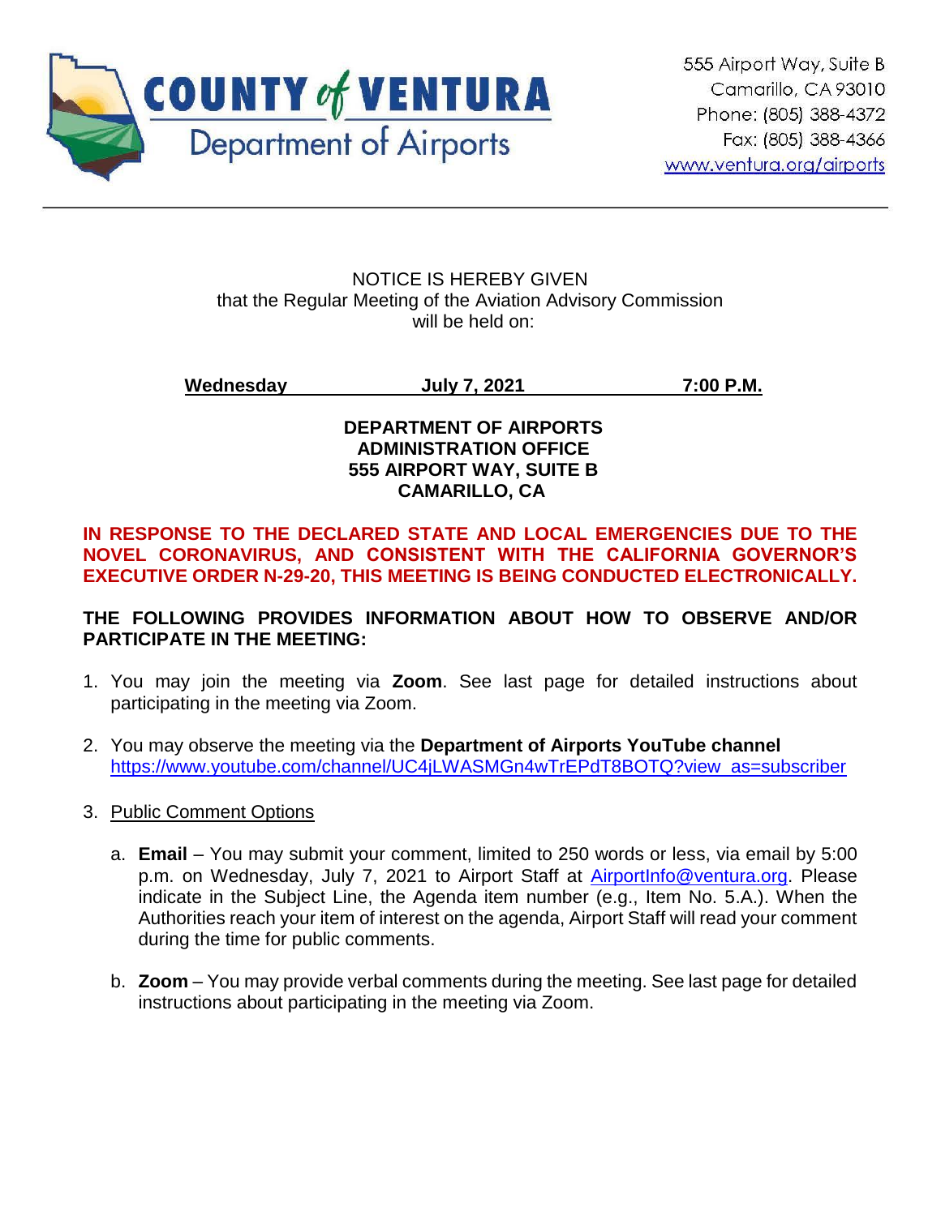# COUNTY of VENTURA
## Department of Airports

555 Airport Way, Suite B
Camarillo, CA 93010
Phone: (805) 388-4372
Fax: (805) 388-4366
www.ventura.org/airports

---

NOTICE IS HEREBY GIVEN
that the Regular Meeting of the Aviation Advisory Commission
will be held on:

**Wednesday July 7, 2021 7:00 P.M.**

**DEPARTMENT OF AIRPORTS**
**ADMINISTRATION OFFICE**
**555 AIRPORT WAY, SUITE B**
**CAMARILLO, CA**

**IN RESPONSE TO THE DECLARED STATE AND LOCAL EMERGENCIES DUE TO THE NOVEL CORONAVIRUS, AND CONSISTENT WITH THE CALIFORNIA GOVERNOR'S EXECUTIVE ORDER N-29-20, THIS MEETING IS BEING CONDUCTED ELECTRONICALLY.**

**THE FOLLOWING PROVIDES INFORMATION ABOUT HOW TO OBSERVE AND/OR PARTICIPATE IN THE MEETING:**

1. You may join the meeting via **Zoom**. See last page for detailed instructions about participating in the meeting via Zoom.

2. You may observe the meeting via the **Department of Airports YouTube channel** https://www.youtube.com/channel/UC4jLWASMGn4wTrEPdT8BOTQ?view_as=subscriber

3. Public Comment Options

   a. **Email** – You may submit your comment, limited to 250 words or less, via email by 5:00 p.m. on Wednesday, July 7, 2021 to Airport Staff at AirportInfo@ventura.org. Please indicate in the Subject Line, the Agenda item number (e.g., Item No. 5.A.). When the Authorities reach your item of interest on the agenda, Airport Staff will read your comment during the time for public comments.

   b. **Zoom** – You may provide verbal comments during the meeting. See last page for detailed instructions about participating in the meeting via Zoom.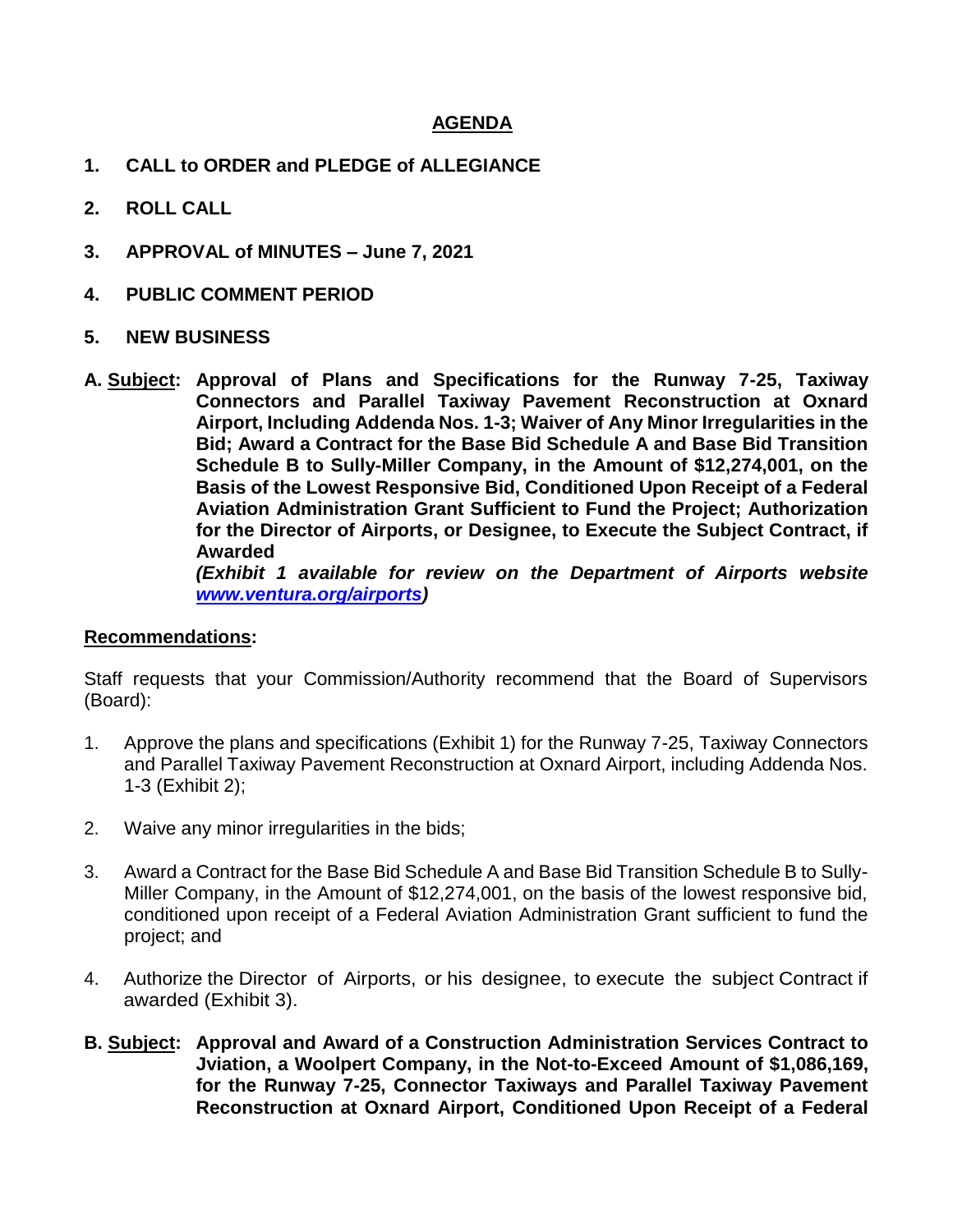# AGENDA

1. **CALL to ORDER and PLEDGE of ALLEGIANCE**

2. **ROLL CALL**

3. **APPROVAL of MINUTES – June 7, 2021**

4. **PUBLIC COMMENT PERIOD**

5. **NEW BUSINESS**

**A. Subject: Approval of Plans and Specifications for the Runway 7-25, Taxiway Connectors and Parallel Taxiway Pavement Reconstruction at Oxnard Airport, Including Addenda Nos. 1-3; Waiver of Any Minor Irregularities in the Bid; Award a Contract for the Base Bid Schedule A and Base Bid Transition Schedule B to Sully-Miller Company, in the Amount of $12,274,001, on the Basis of the Lowest Responsive Bid, Conditioned Upon Receipt of a Federal Aviation Administration Grant Sufficient to Fund the Project; Authorization for the Director of Airports, or Designee, to Execute the Subject Contract, if Awarded**
***(Exhibit 1 available for review on the Department of Airports website [www.ventura.org/airports](www.ventura.org/airports))***

**Recommendations:**

Staff requests that your Commission/Authority recommend that the Board of Supervisors (Board):

1. Approve the plans and specifications (Exhibit 1) for the Runway 7-25, Taxiway Connectors and Parallel Taxiway Pavement Reconstruction at Oxnard Airport, including Addenda Nos. 1-3 (Exhibit 2);

2. Waive any minor irregularities in the bids;

3. Award a Contract for the Base Bid Schedule A and Base Bid Transition Schedule B to Sully-Miller Company, in the Amount of $12,274,001, on the basis of the lowest responsive bid, conditioned upon receipt of a Federal Aviation Administration Grant sufficient to fund the project; and

4. Authorize the Director of Airports, or his designee, to execute the subject Contract if awarded (Exhibit 3).

**B. Subject: Approval and Award of a Construction Administration Services Contract to Jviation, a Woolpert Company, in the Not-to-Exceed Amount of $1,086,169, for the Runway 7-25, Connector Taxiways and Parallel Taxiway Pavement Reconstruction at Oxnard Airport, Conditioned Upon Receipt of a Federal**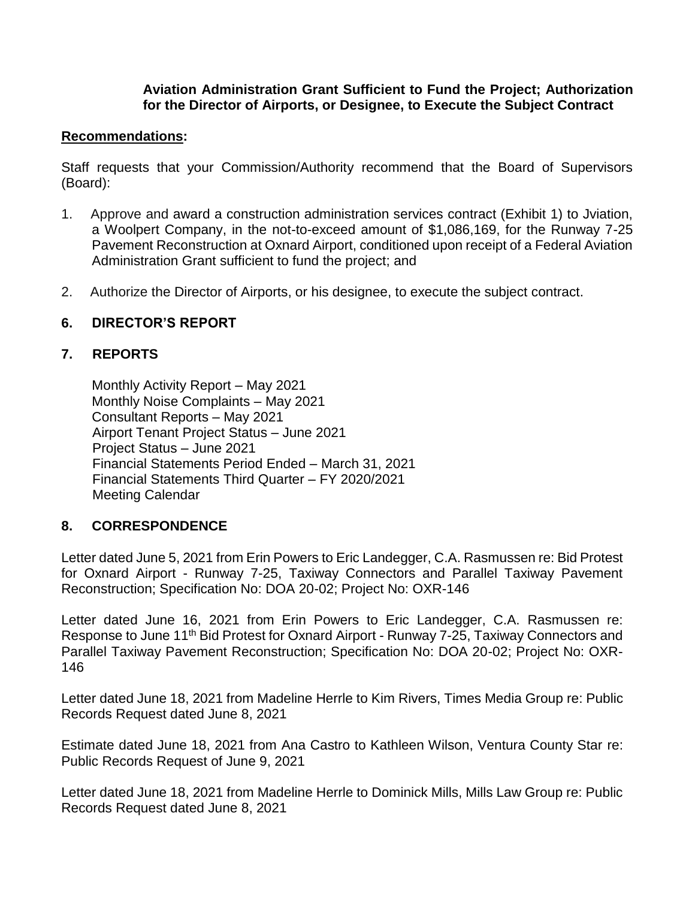**Aviation Administration Grant Sufficient to Fund the Project; Authorization for the Director of Airports, or Designee, to Execute the Subject Contract**

**Recommendations:**

Staff requests that your Commission/Authority recommend that the Board of Supervisors (Board):

1. Approve and award a construction administration services contract (Exhibit 1) to Jviation, a Woolpert Company, in the not-to-exceed amount of $1,086,169, for the Runway 7-25 Pavement Reconstruction at Oxnard Airport, conditioned upon receipt of a Federal Aviation Administration Grant sufficient to fund the project; and

2. Authorize the Director of Airports, or his designee, to execute the subject contract.

## 6. DIRECTOR'S REPORT

## 7. REPORTS

Monthly Activity Report – May 2021
Monthly Noise Complaints – May 2021
Consultant Reports – May 2021
Airport Tenant Project Status – June 2021
Project Status – June 2021
Financial Statements Period Ended – March 31, 2021
Financial Statements Third Quarter – FY 2020/2021
Meeting Calendar

## 8. CORRESPONDENCE

Letter dated June 5, 2021 from Erin Powers to Eric Landegger, C.A. Rasmussen re: Bid Protest for Oxnard Airport - Runway 7-25, Taxiway Connectors and Parallel Taxiway Pavement Reconstruction; Specification No: DOA 20-02; Project No: OXR-146

Letter dated June 16, 2021 from Erin Powers to Eric Landegger, C.A. Rasmussen re: Response to June 11th Bid Protest for Oxnard Airport - Runway 7-25, Taxiway Connectors and Parallel Taxiway Pavement Reconstruction; Specification No: DOA 20-02; Project No: OXR-146

Letter dated June 18, 2021 from Madeline Herrle to Kim Rivers, Times Media Group re: Public Records Request dated June 8, 2021

Estimate dated June 18, 2021 from Ana Castro to Kathleen Wilson, Ventura County Star re: Public Records Request of June 9, 2021

Letter dated June 18, 2021 from Madeline Herrle to Dominick Mills, Mills Law Group re: Public Records Request dated June 8, 2021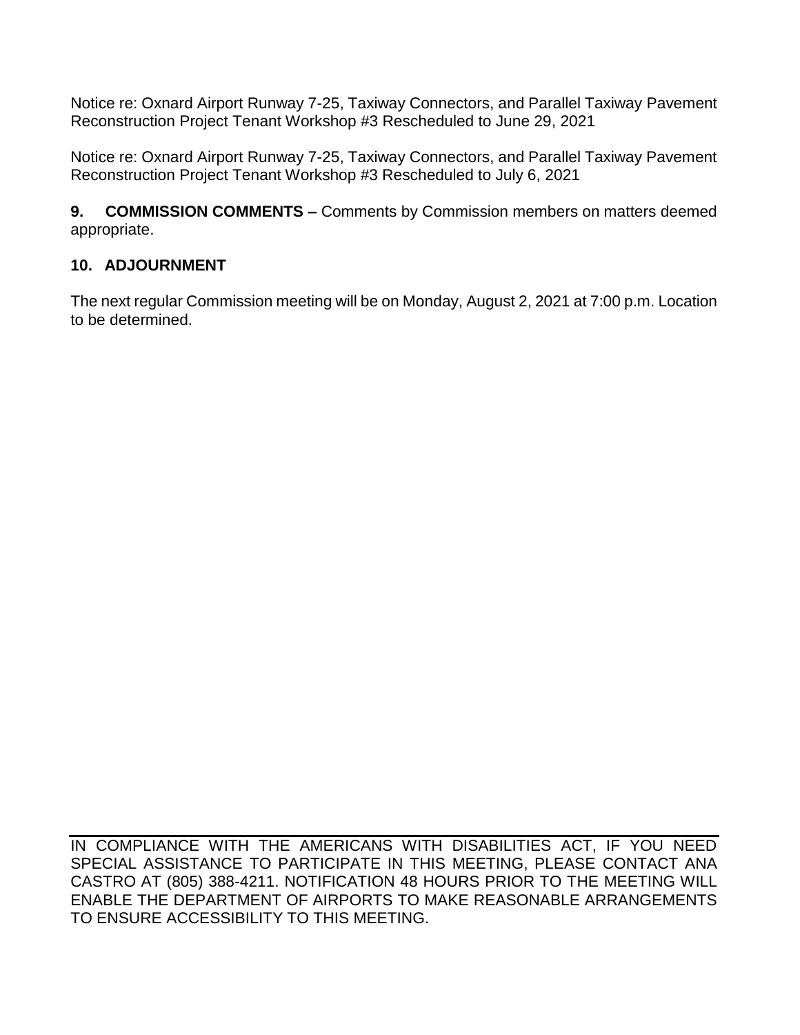Notice re: Oxnard Airport Runway 7-25, Taxiway Connectors, and Parallel Taxiway Pavement Reconstruction Project Tenant Workshop #3 Rescheduled to June 29, 2021

Notice re: Oxnard Airport Runway 7-25, Taxiway Connectors, and Parallel Taxiway Pavement Reconstruction Project Tenant Workshop #3 Rescheduled to July 6, 2021

**9. COMMISSION COMMENTS –** Comments by Commission members on matters deemed appropriate.

## 10. ADJOURNMENT

The next regular Commission meeting will be on Monday, August 2, 2021 at 7:00 p.m. Location to be determined.

---

IN COMPLIANCE WITH THE AMERICANS WITH DISABILITIES ACT, IF YOU NEED SPECIAL ASSISTANCE TO PARTICIPATE IN THIS MEETING, PLEASE CONTACT ANA CASTRO AT (805) 388-4211. NOTIFICATION 48 HOURS PRIOR TO THE MEETING WILL ENABLE THE DEPARTMENT OF AIRPORTS TO MAKE REASONABLE ARRANGEMENTS TO ENSURE ACCESSIBILITY TO THIS MEETING.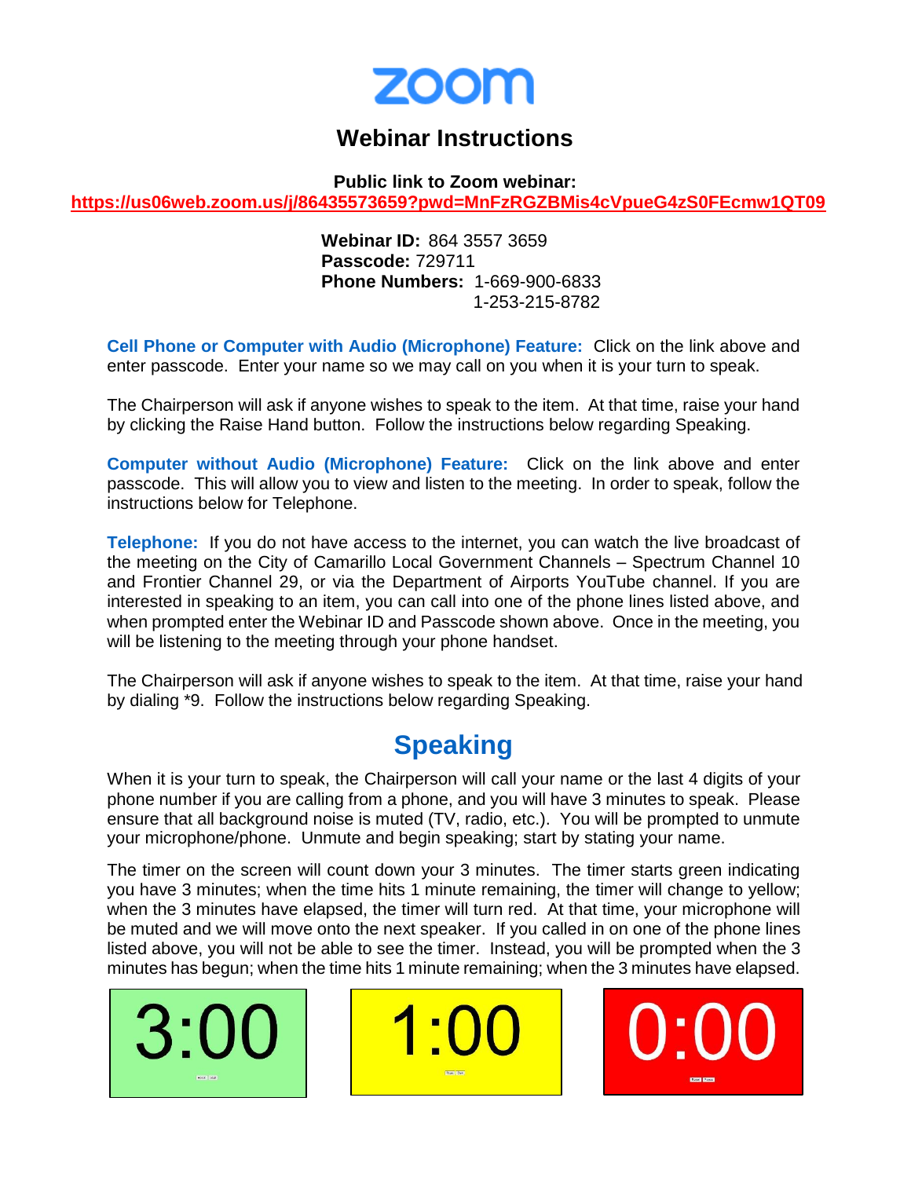zoom

# Webinar Instructions

**Public link to Zoom webinar:**
**https://us06web.zoom.us/j/86435573659?pwd=MnFzRGZBMis4cVpueG4zS0FEcmw1QT09**

**Webinar ID:** 864 3557 3659
**Passcode:** 729711
**Phone Numbers:** 1-669-900-6833
1-253-215-8782

**Cell Phone or Computer with Audio (Microphone) Feature:** Click on the link above and enter passcode. Enter your name so we may call on you when it is your turn to speak.

The Chairperson will ask if anyone wishes to speak to the item. At that time, raise your hand by clicking the Raise Hand button. Follow the instructions below regarding Speaking.

**Computer without Audio (Microphone) Feature:** Click on the link above and enter passcode. This will allow you to view and listen to the meeting. In order to speak, follow the instructions below for Telephone.

**Telephone:** If you do not have access to the internet, you can watch the live broadcast of the meeting on the City of Camarillo Local Government Channels – Spectrum Channel 10 and Frontier Channel 29, or via the Department of Airports YouTube channel. If you are interested in speaking to an item, you can call into one of the phone lines listed above, and when prompted enter the Webinar ID and Passcode shown above. Once in the meeting, you will be listening to the meeting through your phone handset.

The Chairperson will ask if anyone wishes to speak to the item. At that time, raise your hand by dialing *9. Follow the instructions below regarding Speaking.

## Speaking

When it is your turn to speak, the Chairperson will call your name or the last 4 digits of your phone number if you are calling from a phone, and you will have 3 minutes to speak. Please ensure that all background noise is muted (TV, radio, etc.). You will be prompted to unmute your microphone/phone. Unmute and begin speaking; start by stating your name.

The timer on the screen will count down your 3 minutes. The timer starts green indicating you have 3 minutes; when the time hits 1 minute remaining, the timer will change to yellow; when the 3 minutes have elapsed, the timer will turn red. At that time, your microphone will be muted and we will move onto the next speaker. If you called in on one of the phone lines listed above, you will not be able to see the timer. Instead, you will be prompted when the 3 minutes has begun; when the time hits 1 minute remaining; when the 3 minutes have elapsed.

3:00

1:00

0:00